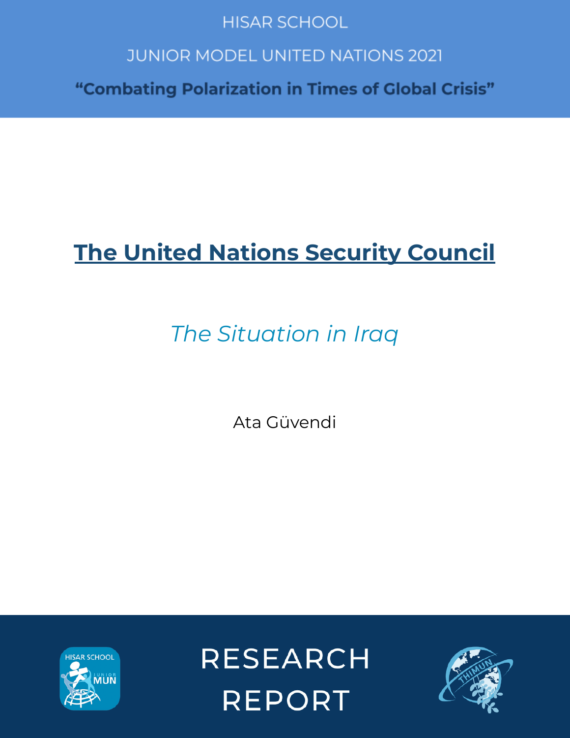HISAR SCHOOL

JUNIOR MODEL UNITED NATIONS 2021

**"Combating Polarization in Times of Global Crisis"**

# The United Nations Security Council

## *The Situation in Iraq*

Ata Güvendi

RESEARCH REPORT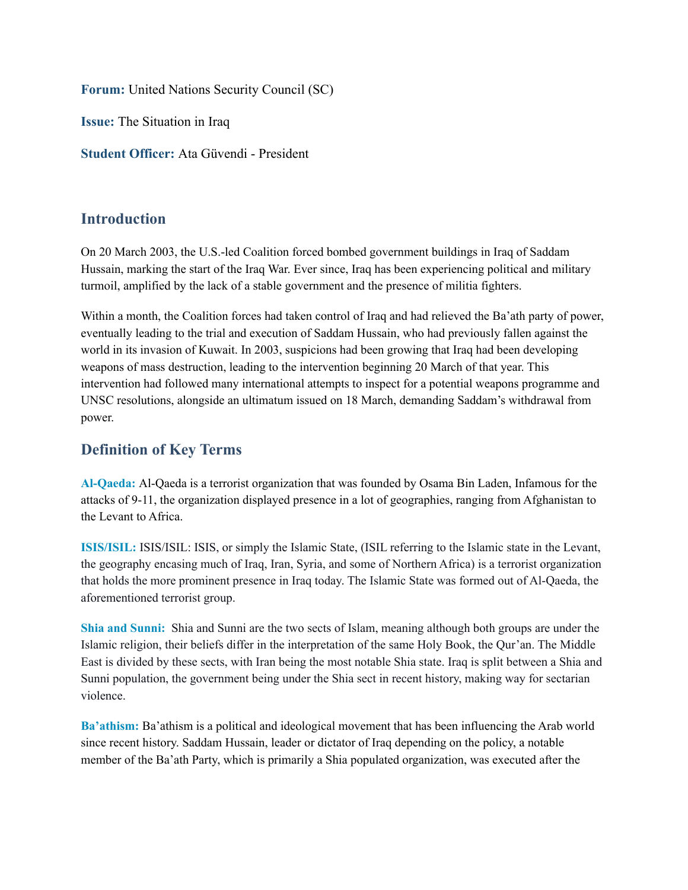**Forum:** United Nations Security Council (SC)

**Issue:** The Situation in Iraq

**Student Officer:** Ata Güvendi - President

## Introduction

On 20 March 2003, the U.S.-led Coalition forced bombed government buildings in Iraq of Saddam Hussain, marking the start of the Iraq War. Ever since, Iraq has been experiencing political and military turmoil, amplified by the lack of a stable government and the presence of militia fighters.

Within a month, the Coalition forces had taken control of Iraq and had relieved the Ba'ath party of power, eventually leading to the trial and execution of Saddam Hussain, who had previously fallen against the world in its invasion of Kuwait. In 2003, suspicions had been growing that Iraq had been developing weapons of mass destruction, leading to the intervention beginning 20 March of that year. This intervention had followed many international attempts to inspect for a potential weapons programme and UNSC resolutions, alongside an ultimatum issued on 18 March, demanding Saddam's withdrawal from power.

## Definition of Key Terms

**Al-Qaeda:** Al-Qaeda is a terrorist organization that was founded by Osama Bin Laden, Infamous for the attacks of 9-11, the organization displayed presence in a lot of geographies, ranging from Afghanistan to the Levant to Africa.

**ISIS/ISIL:** ISIS/ISIL: ISIS, or simply the Islamic State, (ISIL referring to the Islamic state in the Levant, the geography encasing much of Iraq, Iran, Syria, and some of Northern Africa) is a terrorist organization that holds the more prominent presence in Iraq today. The Islamic State was formed out of Al-Qaeda, the aforementioned terrorist group.

**Shia and Sunni:** Shia and Sunni are the two sects of Islam, meaning although both groups are under the Islamic religion, their beliefs differ in the interpretation of the same Holy Book, the Qur'an. The Middle East is divided by these sects, with Iran being the most notable Shia state. Iraq is split between a Shia and Sunni population, the government being under the Shia sect in recent history, making way for sectarian violence.

**Ba'athism:** Ba'athism is a political and ideological movement that has been influencing the Arab world since recent history. Saddam Hussain, leader or dictator of Iraq depending on the policy, a notable member of the Ba'ath Party, which is primarily a Shia populated organization, was executed after the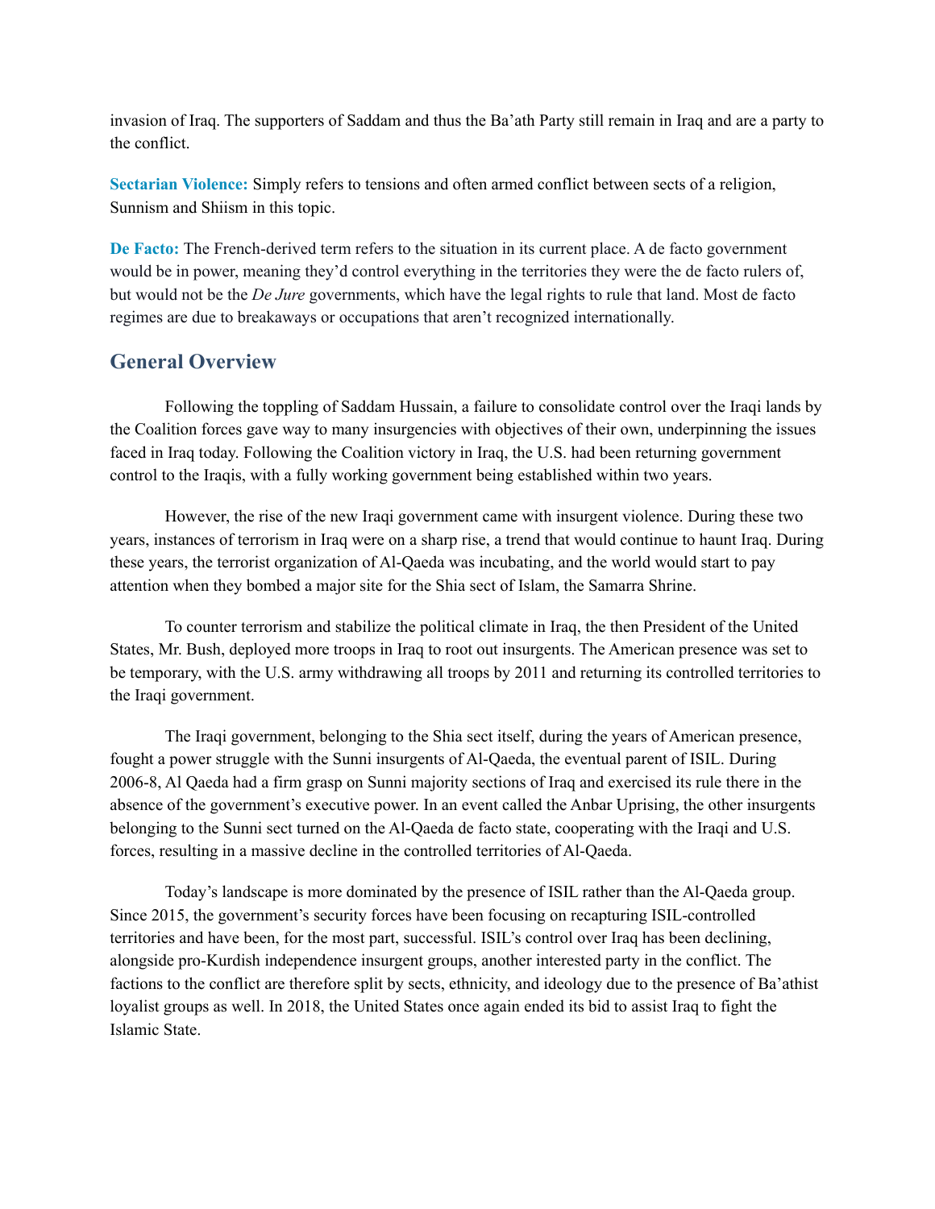invasion of Iraq. The supporters of Saddam and thus the Ba'ath Party still remain in Iraq and are a party to the conflict.

**Sectarian Violence:** Simply refers to tensions and often armed conflict between sects of a religion, Sunnism and Shiism in this topic.

**De Facto:** The French-derived term refers to the situation in its current place. A de facto government would be in power, meaning they'd control everything in the territories they were the de facto rulers of, but would not be the *De Jure* governments, which have the legal rights to rule that land. Most de facto regimes are due to breakaways or occupations that aren't recognized internationally.

## General Overview

Following the toppling of Saddam Hussain, a failure to consolidate control over the Iraqi lands by the Coalition forces gave way to many insurgencies with objectives of their own, underpinning the issues faced in Iraq today. Following the Coalition victory in Iraq, the U.S. had been returning government control to the Iraqis, with a fully working government being established within two years.

However, the rise of the new Iraqi government came with insurgent violence. During these two years, instances of terrorism in Iraq were on a sharp rise, a trend that would continue to haunt Iraq. During these years, the terrorist organization of Al-Qaeda was incubating, and the world would start to pay attention when they bombed a major site for the Shia sect of Islam, the Samarra Shrine.

To counter terrorism and stabilize the political climate in Iraq, the then President of the United States, Mr. Bush, deployed more troops in Iraq to root out insurgents. The American presence was set to be temporary, with the U.S. army withdrawing all troops by 2011 and returning its controlled territories to the Iraqi government.

The Iraqi government, belonging to the Shia sect itself, during the years of American presence, fought a power struggle with the Sunni insurgents of Al-Qaeda, the eventual parent of ISIL. During 2006-8, Al Qaeda had a firm grasp on Sunni majority sections of Iraq and exercised its rule there in the absence of the government's executive power. In an event called the Anbar Uprising, the other insurgents belonging to the Sunni sect turned on the Al-Qaeda de facto state, cooperating with the Iraqi and U.S. forces, resulting in a massive decline in the controlled territories of Al-Qaeda.

Today's landscape is more dominated by the presence of ISIL rather than the Al-Qaeda group. Since 2015, the government's security forces have been focusing on recapturing ISIL-controlled territories and have been, for the most part, successful. ISIL's control over Iraq has been declining, alongside pro-Kurdish independence insurgent groups, another interested party in the conflict. The factions to the conflict are therefore split by sects, ethnicity, and ideology due to the presence of Ba'athist loyalist groups as well. In 2018, the United States once again ended its bid to assist Iraq to fight the Islamic State.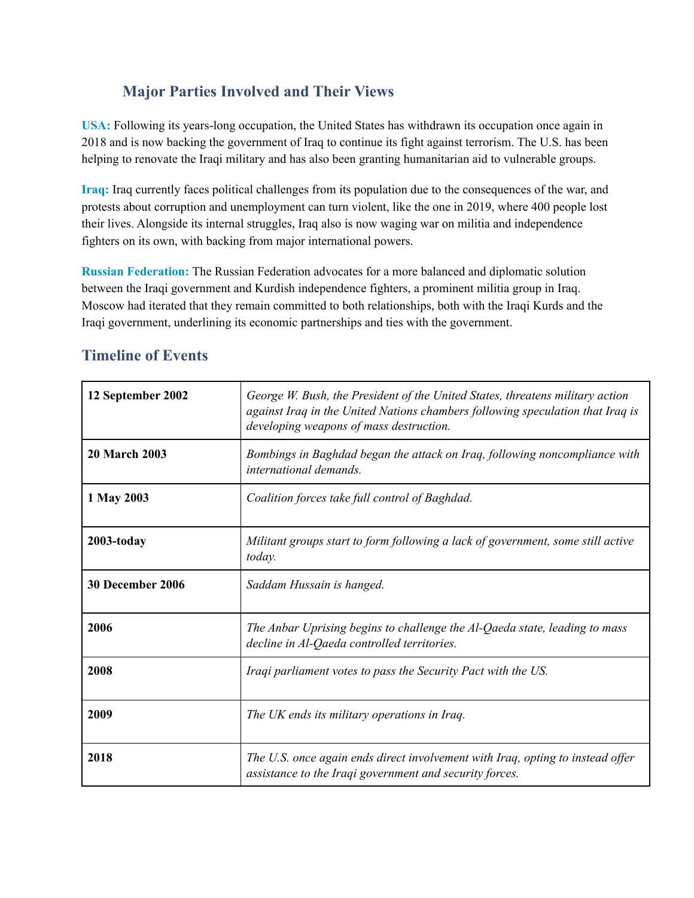## Major Parties Involved and Their Views

**USA:** Following its years-long occupation, the United States has withdrawn its occupation once again in 2018 and is now backing the government of Iraq to continue its fight against terrorism. The U.S. has been helping to renovate the Iraqi military and has also been granting humanitarian aid to vulnerable groups.

**Iraq:** Iraq currently faces political challenges from its population due to the consequences of the war, and protests about corruption and unemployment can turn violent, like the one in 2019, where 400 people lost their lives. Alongside its internal struggles, Iraq also is now waging war on militia and independence fighters on its own, with backing from major international powers.

**Russian Federation:** The Russian Federation advocates for a more balanced and diplomatic solution between the Iraqi government and Kurdish independence fighters, a prominent militia group in Iraq. Moscow had iterated that they remain committed to both relationships, both with the Iraqi Kurds and the Iraqi government, underlining its economic partnerships and ties with the government.

## Timeline of Events

| | |
|---|---|
| **12 September 2002** | *George W. Bush, the President of the United States, threatens military action against Iraq in the United Nations chambers following speculation that Iraq is developing weapons of mass destruction.* |
| **20 March 2003** | *Bombings in Baghdad began the attack on Iraq, following noncompliance with international demands.* |
| **1 May 2003** | *Coalition forces take full control of Baghdad.* |
| **2003-today** | *Militant groups start to form following a lack of government, some still active today.* |
| **30 December 2006** | *Saddam Hussain is hanged.* |
| **2006** | *The Anbar Uprising begins to challenge the Al-Qaeda state, leading to mass decline in Al-Qaeda controlled territories.* |
| **2008** | *Iraqi parliament votes to pass the Security Pact with the US.* |
| **2009** | *The UK ends its military operations in Iraq.* |
| **2018** | *The U.S. once again ends direct involvement with Iraq, opting to instead offer assistance to the Iraqi government and security forces.* |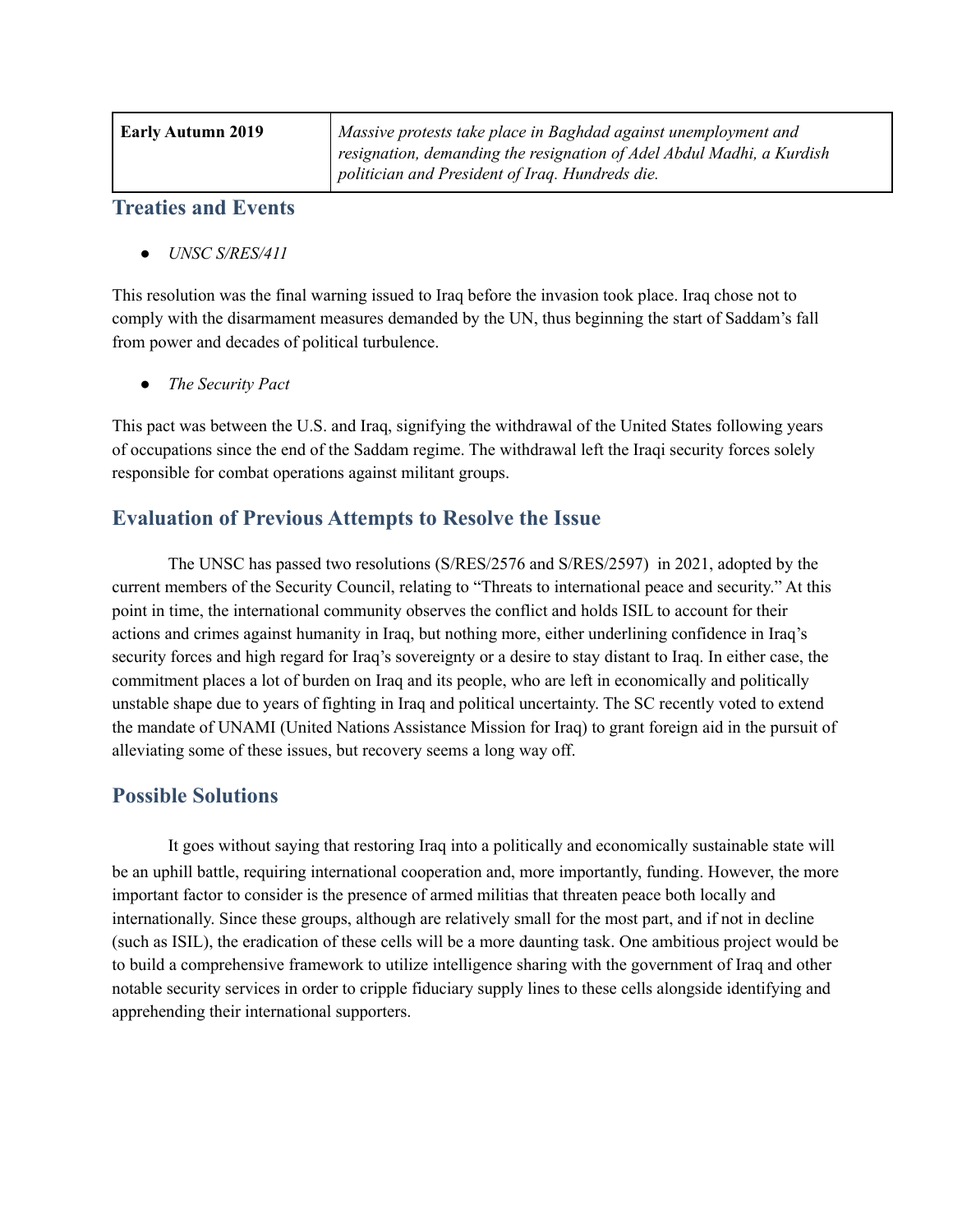| **Early Autumn 2019** | *Massive protests take place in Baghdad against unemployment and resignation, demanding the resignation of Adel Abdul Madhi, a Kurdish politician and President of Iraq. Hundreds die.* |
|---|---|

## Treaties and Events

- *UNSC S/RES/411*

This resolution was the final warning issued to Iraq before the invasion took place. Iraq chose not to comply with the disarmament measures demanded by the UN, thus beginning the start of Saddam's fall from power and decades of political turbulence.

- *The Security Pact*

This pact was between the U.S. and Iraq, signifying the withdrawal of the United States following years of occupations since the end of the Saddam regime. The withdrawal left the Iraqi security forces solely responsible for combat operations against militant groups.

## Evaluation of Previous Attempts to Resolve the Issue

The UNSC has passed two resolutions (S/RES/2576 and S/RES/2597) in 2021, adopted by the current members of the Security Council, relating to "Threats to international peace and security." At this point in time, the international community observes the conflict and holds ISIL to account for their actions and crimes against humanity in Iraq, but nothing more, either underlining confidence in Iraq's security forces and high regard for Iraq's sovereignty or a desire to stay distant to Iraq. In either case, the commitment places a lot of burden on Iraq and its people, who are left in economically and politically unstable shape due to years of fighting in Iraq and political uncertainty. The SC recently voted to extend the mandate of UNAMI (United Nations Assistance Mission for Iraq) to grant foreign aid in the pursuit of alleviating some of these issues, but recovery seems a long way off.

## Possible Solutions

It goes without saying that restoring Iraq into a politically and economically sustainable state will be an uphill battle, requiring international cooperation and, more importantly, funding. However, the more important factor to consider is the presence of armed militias that threaten peace both locally and internationally. Since these groups, although are relatively small for the most part, and if not in decline (such as ISIL), the eradication of these cells will be a more daunting task. One ambitious project would be to build a comprehensive framework to utilize intelligence sharing with the government of Iraq and other notable security services in order to cripple fiduciary supply lines to these cells alongside identifying and apprehending their international supporters.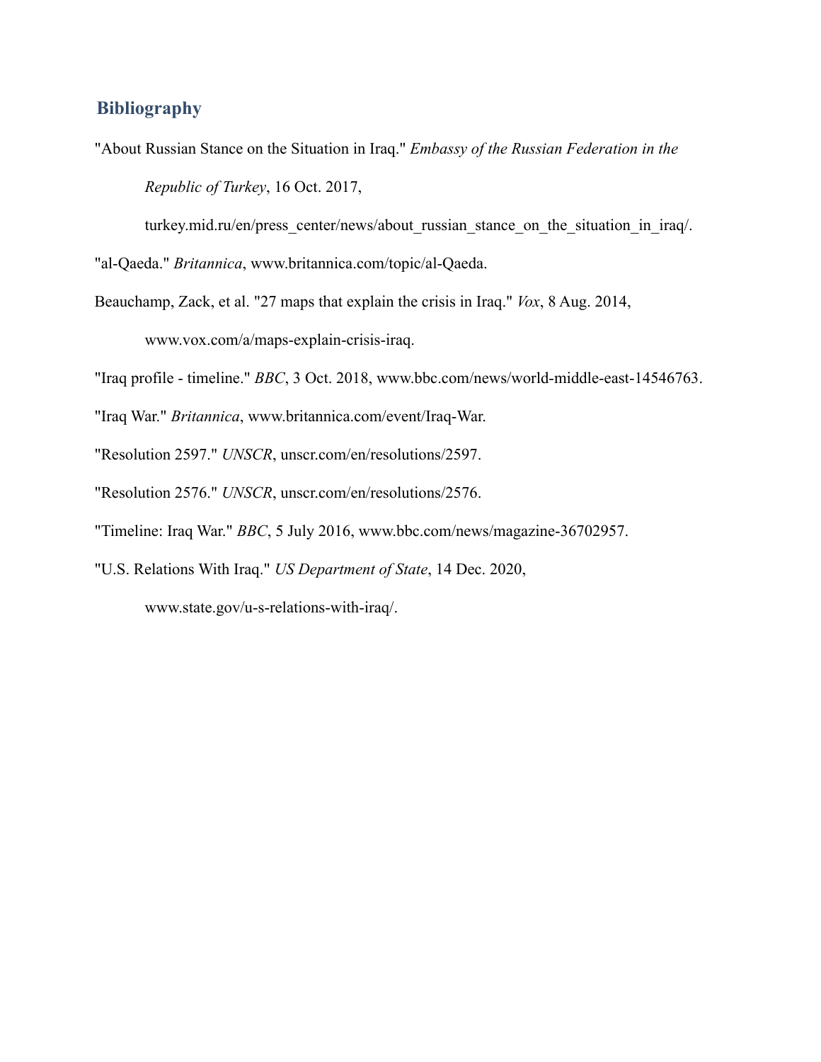## Bibliography

"About Russian Stance on the Situation in Iraq." *Embassy of the Russian Federation in the Republic of Turkey*, 16 Oct. 2017, turkey.mid.ru/en/press_center/news/about_russian_stance_on_the_situation_in_iraq/.

"al-Qaeda." *Britannica*, www.britannica.com/topic/al-Qaeda.

Beauchamp, Zack, et al. "27 maps that explain the crisis in Iraq." *Vox*, 8 Aug. 2014, www.vox.com/a/maps-explain-crisis-iraq.

"Iraq profile - timeline." *BBC*, 3 Oct. 2018, www.bbc.com/news/world-middle-east-14546763.

"Iraq War." *Britannica*, www.britannica.com/event/Iraq-War.

"Resolution 2597." *UNSCR*, unscr.com/en/resolutions/2597.

"Resolution 2576." *UNSCR*, unscr.com/en/resolutions/2576.

"Timeline: Iraq War." *BBC*, 5 July 2016, www.bbc.com/news/magazine-36702957.

"U.S. Relations With Iraq." *US Department of State*, 14 Dec. 2020, www.state.gov/u-s-relations-with-iraq/.